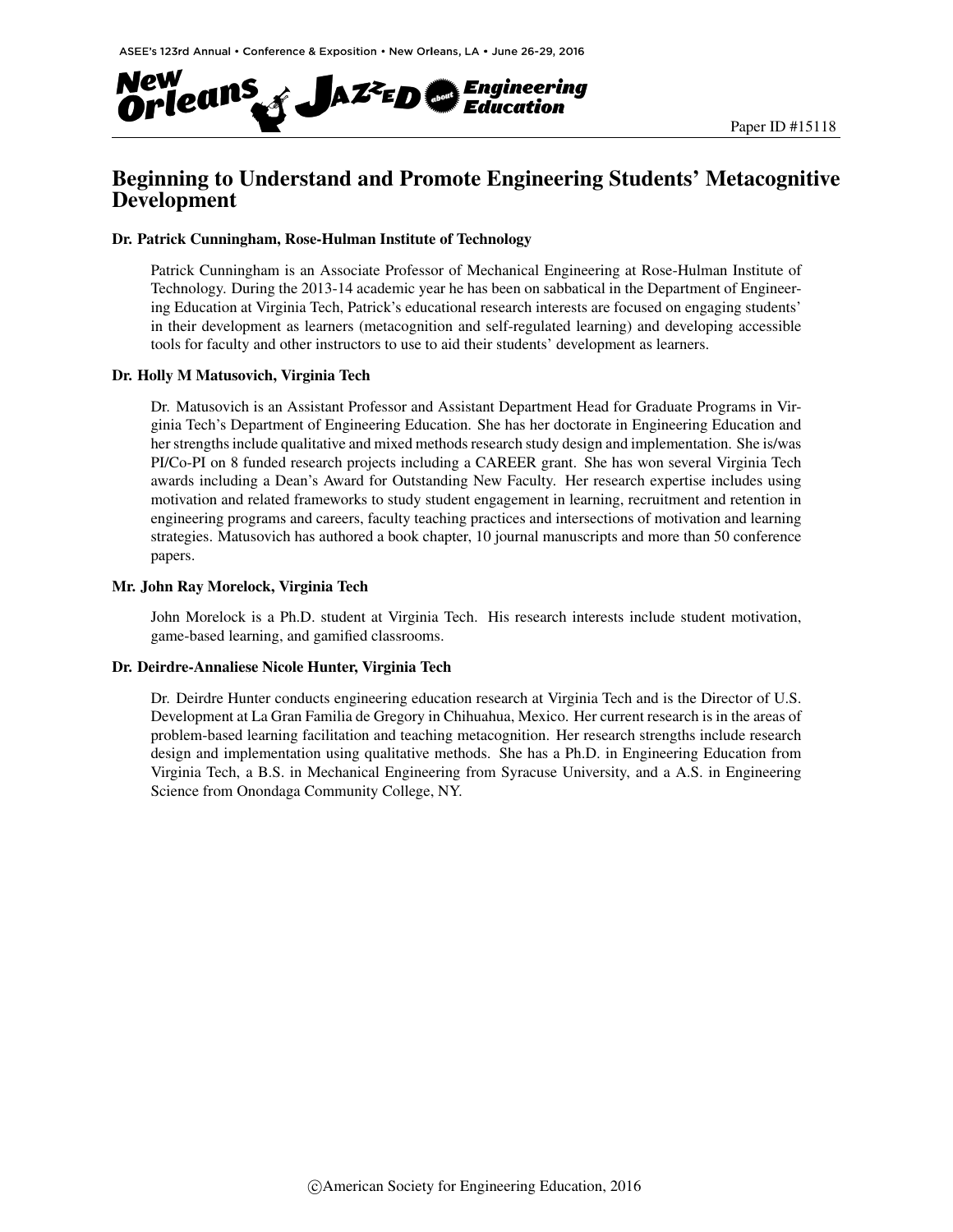Paper ID #15118

# Beginning to Understand and Promote Engineering Students' Metacognitive Development

**Dr. Patrick Cunningham, Rose-Hulman Institute of Technology**

Patrick Cunningham is an Associate Professor of Mechanical Engineering at Rose-Hulman Institute of Technology. During the 2013-14 academic year he has been on sabbatical in the Department of Engineering Education at Virginia Tech, Patrick's educational research interests are focused on engaging students' in their development as learners (metacognition and self-regulated learning) and developing accessible tools for faculty and other instructors to use to aid their students' development as learners.

**Dr. Holly M Matusovich, Virginia Tech**

Dr. Matusovich is an Assistant Professor and Assistant Department Head for Graduate Programs in Virginia Tech's Department of Engineering Education. She has her doctorate in Engineering Education and her strengths include qualitative and mixed methods research study design and implementation. She is/was PI/Co-PI on 8 funded research projects including a CAREER grant. She has won several Virginia Tech awards including a Dean's Award for Outstanding New Faculty. Her research expertise includes using motivation and related frameworks to study student engagement in learning, recruitment and retention in engineering programs and careers, faculty teaching practices and intersections of motivation and learning strategies. Matusovich has authored a book chapter, 10 journal manuscripts and more than 50 conference papers.

**Mr. John Ray Morelock, Virginia Tech**

John Morelock is a Ph.D. student at Virginia Tech. His research interests include student motivation, game-based learning, and gamified classrooms.

**Dr. Deirdre-Annaliese Nicole Hunter, Virginia Tech**

Dr. Deirdre Hunter conducts engineering education research at Virginia Tech and is the Director of U.S. Development at La Gran Familia de Gregory in Chihuahua, Mexico. Her current research is in the areas of problem-based learning facilitation and teaching metacognition. Her research strengths include research design and implementation using qualitative methods. She has a Ph.D. in Engineering Education from Virginia Tech, a B.S. in Mechanical Engineering from Syracuse University, and a A.S. in Engineering Science from Onondaga Community College, NY.

©American Society for Engineering Education, 2016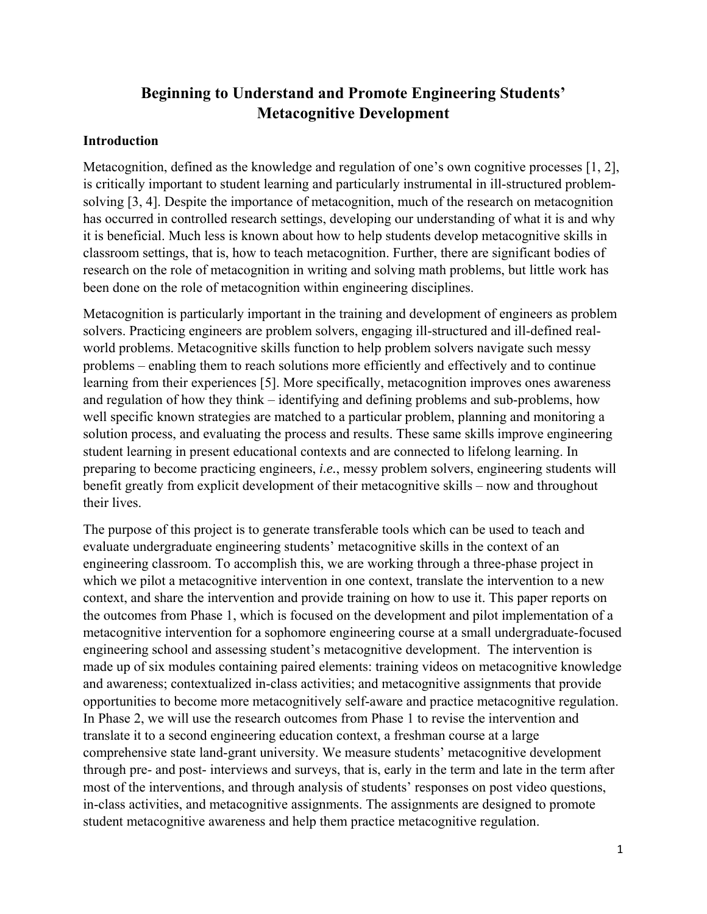# Beginning to Understand and Promote Engineering Students' Metacognitive Development

## Introduction

Metacognition, defined as the knowledge and regulation of one's own cognitive processes [1, 2], is critically important to student learning and particularly instrumental in ill-structured problem-solving [3, 4]. Despite the importance of metacognition, much of the research on metacognition has occurred in controlled research settings, developing our understanding of what it is and why it is beneficial. Much less is known about how to help students develop metacognitive skills in classroom settings, that is, how to teach metacognition. Further, there are significant bodies of research on the role of metacognition in writing and solving math problems, but little work has been done on the role of metacognition within engineering disciplines.

Metacognition is particularly important in the training and development of engineers as problem solvers. Practicing engineers are problem solvers, engaging ill-structured and ill-defined real-world problems. Metacognitive skills function to help problem solvers navigate such messy problems – enabling them to reach solutions more efficiently and effectively and to continue learning from their experiences [5]. More specifically, metacognition improves ones awareness and regulation of how they think – identifying and defining problems and sub-problems, how well specific known strategies are matched to a particular problem, planning and monitoring a solution process, and evaluating the process and results. These same skills improve engineering student learning in present educational contexts and are connected to lifelong learning. In preparing to become practicing engineers, *i.e.*, messy problem solvers, engineering students will benefit greatly from explicit development of their metacognitive skills – now and throughout their lives.

The purpose of this project is to generate transferable tools which can be used to teach and evaluate undergraduate engineering students' metacognitive skills in the context of an engineering classroom. To accomplish this, we are working through a three-phase project in which we pilot a metacognitive intervention in one context, translate the intervention to a new context, and share the intervention and provide training on how to use it. This paper reports on the outcomes from Phase 1, which is focused on the development and pilot implementation of a metacognitive intervention for a sophomore engineering course at a small undergraduate-focused engineering school and assessing student's metacognitive development. The intervention is made up of six modules containing paired elements: training videos on metacognitive knowledge and awareness; contextualized in-class activities; and metacognitive assignments that provide opportunities to become more metacognitively self-aware and practice metacognitive regulation. In Phase 2, we will use the research outcomes from Phase 1 to revise the intervention and translate it to a second engineering education context, a freshman course at a large comprehensive state land-grant university. We measure students' metacognitive development through pre- and post- interviews and surveys, that is, early in the term and late in the term after most of the interventions, and through analysis of students' responses on post video questions, in-class activities, and metacognitive assignments. The assignments are designed to promote student metacognitive awareness and help them practice metacognitive regulation.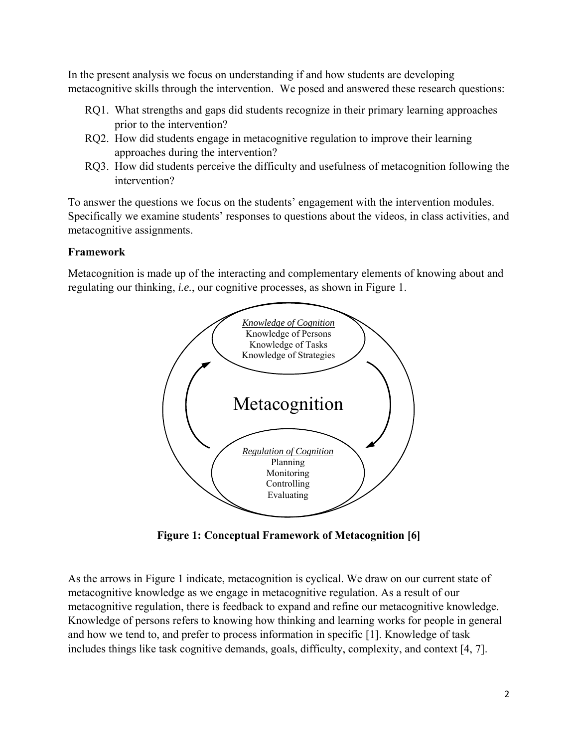In the present analysis we focus on understanding if and how students are developing metacognitive skills through the intervention. We posed and answered these research questions:

RQ1. What strengths and gaps did students recognize in their primary learning approaches prior to the intervention?
RQ2. How did students engage in metacognitive regulation to improve their learning approaches during the intervention?
RQ3. How did students perceive the difficulty and usefulness of metacognition following the intervention?

To answer the questions we focus on the students' engagement with the intervention modules. Specifically we examine students' responses to questions about the videos, in class activities, and metacognitive assignments.

**Framework**

Metacognition is made up of the interacting and complementary elements of knowing about and regulating our thinking, *i.e.*, our cognitive processes, as shown in Figure 1.

*Knowledge of Cognition*
Knowledge of Persons
Knowledge of Tasks
Knowledge of Strategies

Metacognition

*Regulation of Cognition*
Planning
Monitoring
Controlling
Evaluating

**Figure 1: Conceptual Framework of Metacognition [6]**

As the arrows in Figure 1 indicate, metacognition is cyclical. We draw on our current state of metacognitive knowledge as we engage in metacognitive regulation. As a result of our metacognitive regulation, there is feedback to expand and refine our metacognitive knowledge. Knowledge of persons refers to knowing how thinking and learning works for people in general and how we tend to, and prefer to process information in specific [1]. Knowledge of task includes things like task cognitive demands, goals, difficulty, complexity, and context [4, 7].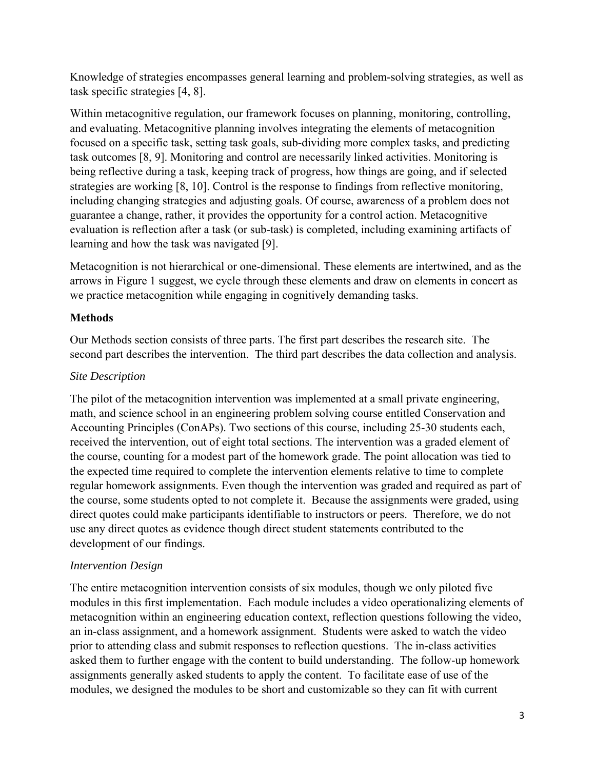Knowledge of strategies encompasses general learning and problem-solving strategies, as well as task specific strategies [4, 8].

Within metacognitive regulation, our framework focuses on planning, monitoring, controlling, and evaluating. Metacognitive planning involves integrating the elements of metacognition focused on a specific task, setting task goals, sub-dividing more complex tasks, and predicting task outcomes [8, 9]. Monitoring and control are necessarily linked activities. Monitoring is being reflective during a task, keeping track of progress, how things are going, and if selected strategies are working [8, 10]. Control is the response to findings from reflective monitoring, including changing strategies and adjusting goals. Of course, awareness of a problem does not guarantee a change, rather, it provides the opportunity for a control action. Metacognitive evaluation is reflection after a task (or sub-task) is completed, including examining artifacts of learning and how the task was navigated [9].

Metacognition is not hierarchical or one-dimensional. These elements are intertwined, and as the arrows in Figure 1 suggest, we cycle through these elements and draw on elements in concert as we practice metacognition while engaging in cognitively demanding tasks.

## Methods

Our Methods section consists of three parts. The first part describes the research site. The second part describes the intervention. The third part describes the data collection and analysis.

### *Site Description*

The pilot of the metacognition intervention was implemented at a small private engineering, math, and science school in an engineering problem solving course entitled Conservation and Accounting Principles (ConAPs). Two sections of this course, including 25-30 students each, received the intervention, out of eight total sections. The intervention was a graded element of the course, counting for a modest part of the homework grade. The point allocation was tied to the expected time required to complete the intervention elements relative to time to complete regular homework assignments. Even though the intervention was graded and required as part of the course, some students opted to not complete it. Because the assignments were graded, using direct quotes could make participants identifiable to instructors or peers. Therefore, we do not use any direct quotes as evidence though direct student statements contributed to the development of our findings.

### *Intervention Design*

The entire metacognition intervention consists of six modules, though we only piloted five modules in this first implementation. Each module includes a video operationalizing elements of metacognition within an engineering education context, reflection questions following the video, an in-class assignment, and a homework assignment. Students were asked to watch the video prior to attending class and submit responses to reflection questions. The in-class activities asked them to further engage with the content to build understanding. The follow-up homework assignments generally asked students to apply the content. To facilitate ease of use of the modules, we designed the modules to be short and customizable so they can fit with current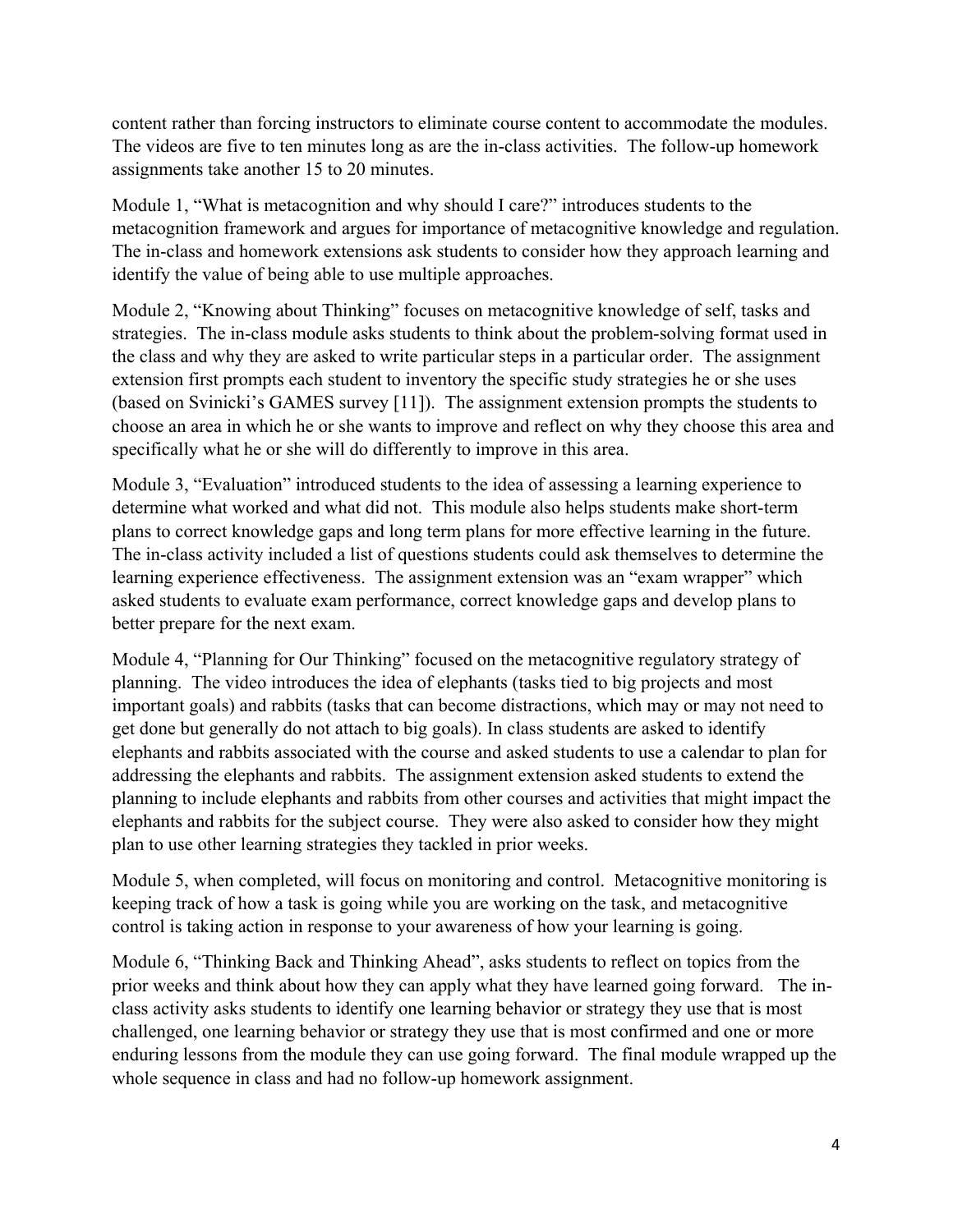content rather than forcing instructors to eliminate course content to accommodate the modules. The videos are five to ten minutes long as are the in-class activities. The follow-up homework assignments take another 15 to 20 minutes.

Module 1, "What is metacognition and why should I care?" introduces students to the metacognition framework and argues for importance of metacognitive knowledge and regulation. The in-class and homework extensions ask students to consider how they approach learning and identify the value of being able to use multiple approaches.

Module 2, "Knowing about Thinking" focuses on metacognitive knowledge of self, tasks and strategies. The in-class module asks students to think about the problem-solving format used in the class and why they are asked to write particular steps in a particular order. The assignment extension first prompts each student to inventory the specific study strategies he or she uses (based on Svinicki's GAMES survey [11]). The assignment extension prompts the students to choose an area in which he or she wants to improve and reflect on why they choose this area and specifically what he or she will do differently to improve in this area.

Module 3, "Evaluation" introduced students to the idea of assessing a learning experience to determine what worked and what did not. This module also helps students make short-term plans to correct knowledge gaps and long term plans for more effective learning in the future. The in-class activity included a list of questions students could ask themselves to determine the learning experience effectiveness. The assignment extension was an "exam wrapper" which asked students to evaluate exam performance, correct knowledge gaps and develop plans to better prepare for the next exam.

Module 4, "Planning for Our Thinking" focused on the metacognitive regulatory strategy of planning. The video introduces the idea of elephants (tasks tied to big projects and most important goals) and rabbits (tasks that can become distractions, which may or may not need to get done but generally do not attach to big goals). In class students are asked to identify elephants and rabbits associated with the course and asked students to use a calendar to plan for addressing the elephants and rabbits. The assignment extension asked students to extend the planning to include elephants and rabbits from other courses and activities that might impact the elephants and rabbits for the subject course. They were also asked to consider how they might plan to use other learning strategies they tackled in prior weeks.

Module 5, when completed, will focus on monitoring and control. Metacognitive monitoring is keeping track of how a task is going while you are working on the task, and metacognitive control is taking action in response to your awareness of how your learning is going.

Module 6, "Thinking Back and Thinking Ahead", asks students to reflect on topics from the prior weeks and think about how they can apply what they have learned going forward. The in-class activity asks students to identify one learning behavior or strategy they use that is most challenged, one learning behavior or strategy they use that is most confirmed and one or more enduring lessons from the module they can use going forward. The final module wrapped up the whole sequence in class and had no follow-up homework assignment.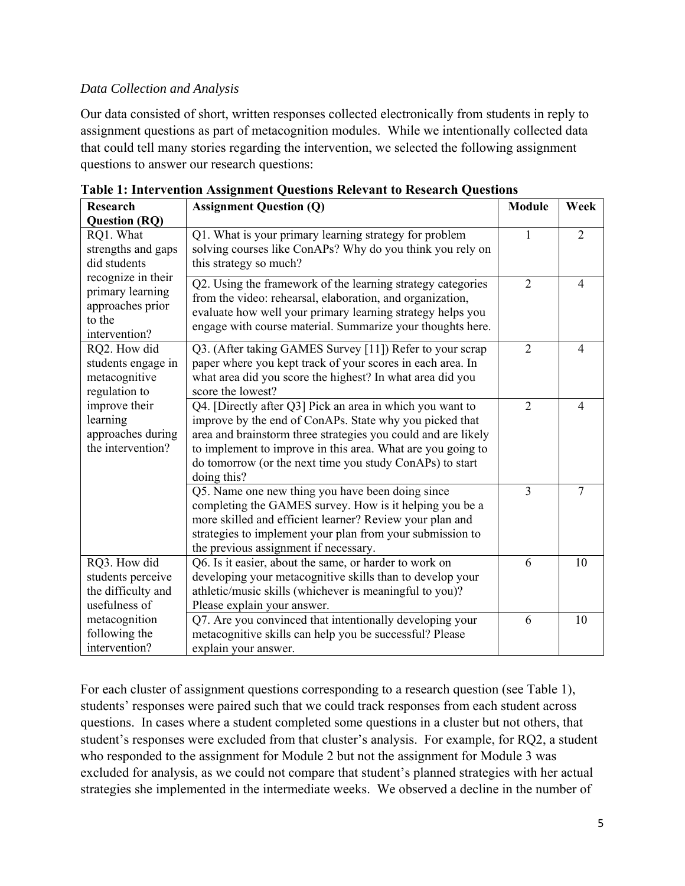*Data Collection and Analysis*

Our data consisted of short, written responses collected electronically from students in reply to assignment questions as part of metacognition modules. While we intentionally collected data that could tell many stories regarding the intervention, we selected the following assignment questions to answer our research questions:

**Table 1: Intervention Assignment Questions Relevant to Research Questions**

| Research Question (RQ) | Assignment Question (Q) | Module | Week |
|---|---|---|---|
| RQ1. What strengths and gaps did students recognize in their primary learning approaches prior to the intervention? | Q1. What is your primary learning strategy for problem solving courses like ConAPs? Why do you think you rely on this strategy so much? | 1 | 2 |
| | Q2. Using the framework of the learning strategy categories from the video: rehearsal, elaboration, and organization, evaluate how well your primary learning strategy helps you engage with course material. Summarize your thoughts here. | 2 | 4 |
| RQ2. How did students engage in metacognitive regulation to improve their learning approaches during the intervention? | Q3. (After taking GAMES Survey [11]) Refer to your scrap paper where you kept track of your scores in each area. In what area did you score the highest? In what area did you score the lowest? | 2 | 4 |
| | Q4. [Directly after Q3] Pick an area in which you want to improve by the end of ConAPs. State why you picked that area and brainstorm three strategies you could and are likely to implement to improve in this area. What are you going to do tomorrow (or the next time you study ConAPs) to start doing this? | 2 | 4 |
| | Q5. Name one new thing you have been doing since completing the GAMES survey. How is it helping you be a more skilled and efficient learner? Review your plan and strategies to implement your plan from your submission to the previous assignment if necessary. | 3 | 7 |
| RQ3. How did students perceive the difficulty and usefulness of metacognition following the intervention? | Q6. Is it easier, about the same, or harder to work on developing your metacognitive skills than to develop your athletic/music skills (whichever is meaningful to you)? Please explain your answer. | 6 | 10 |
| | Q7. Are you convinced that intentionally developing your metacognitive skills can help you be successful? Please explain your answer. | 6 | 10 |

For each cluster of assignment questions corresponding to a research question (see Table 1), students' responses were paired such that we could track responses from each student across questions. In cases where a student completed some questions in a cluster but not others, that student's responses were excluded from that cluster's analysis. For example, for RQ2, a student who responded to the assignment for Module 2 but not the assignment for Module 3 was excluded for analysis, as we could not compare that student's planned strategies with her actual strategies she implemented in the intermediate weeks. We observed a decline in the number of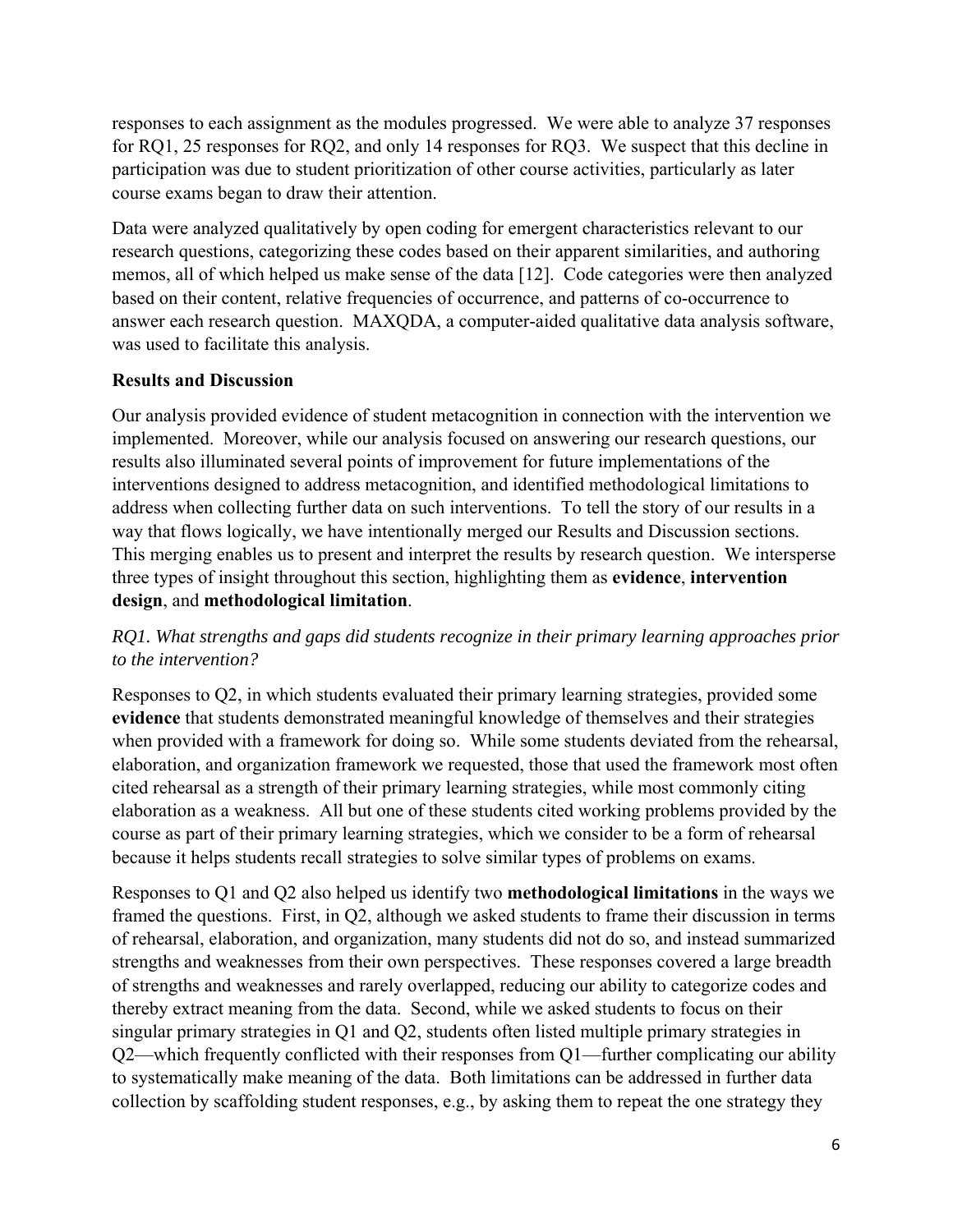responses to each assignment as the modules progressed. We were able to analyze 37 responses for RQ1, 25 responses for RQ2, and only 14 responses for RQ3. We suspect that this decline in participation was due to student prioritization of other course activities, particularly as later course exams began to draw their attention.

Data were analyzed qualitatively by open coding for emergent characteristics relevant to our research questions, categorizing these codes based on their apparent similarities, and authoring memos, all of which helped us make sense of the data [12]. Code categories were then analyzed based on their content, relative frequencies of occurrence, and patterns of co-occurrence to answer each research question. MAXQDA, a computer-aided qualitative data analysis software, was used to facilitate this analysis.

## Results and Discussion

Our analysis provided evidence of student metacognition in connection with the intervention we implemented. Moreover, while our analysis focused on answering our research questions, our results also illuminated several points of improvement for future implementations of the interventions designed to address metacognition, and identified methodological limitations to address when collecting further data on such interventions. To tell the story of our results in a way that flows logically, we have intentionally merged our Results and Discussion sections. This merging enables us to present and interpret the results by research question. We intersperse three types of insight throughout this section, highlighting them as **evidence**, **intervention design**, and **methodological limitation**.

*RQ1. What strengths and gaps did students recognize in their primary learning approaches prior to the intervention?*

Responses to Q2, in which students evaluated their primary learning strategies, provided some **evidence** that students demonstrated meaningful knowledge of themselves and their strategies when provided with a framework for doing so. While some students deviated from the rehearsal, elaboration, and organization framework we requested, those that used the framework most often cited rehearsal as a strength of their primary learning strategies, while most commonly citing elaboration as a weakness. All but one of these students cited working problems provided by the course as part of their primary learning strategies, which we consider to be a form of rehearsal because it helps students recall strategies to solve similar types of problems on exams.

Responses to Q1 and Q2 also helped us identify two **methodological limitations** in the ways we framed the questions. First, in Q2, although we asked students to frame their discussion in terms of rehearsal, elaboration, and organization, many students did not do so, and instead summarized strengths and weaknesses from their own perspectives. These responses covered a large breadth of strengths and weaknesses and rarely overlapped, reducing our ability to categorize codes and thereby extract meaning from the data. Second, while we asked students to focus on their singular primary strategies in Q1 and Q2, students often listed multiple primary strategies in Q2—which frequently conflicted with their responses from Q1—further complicating our ability to systematically make meaning of the data. Both limitations can be addressed in further data collection by scaffolding student responses, e.g., by asking them to repeat the one strategy they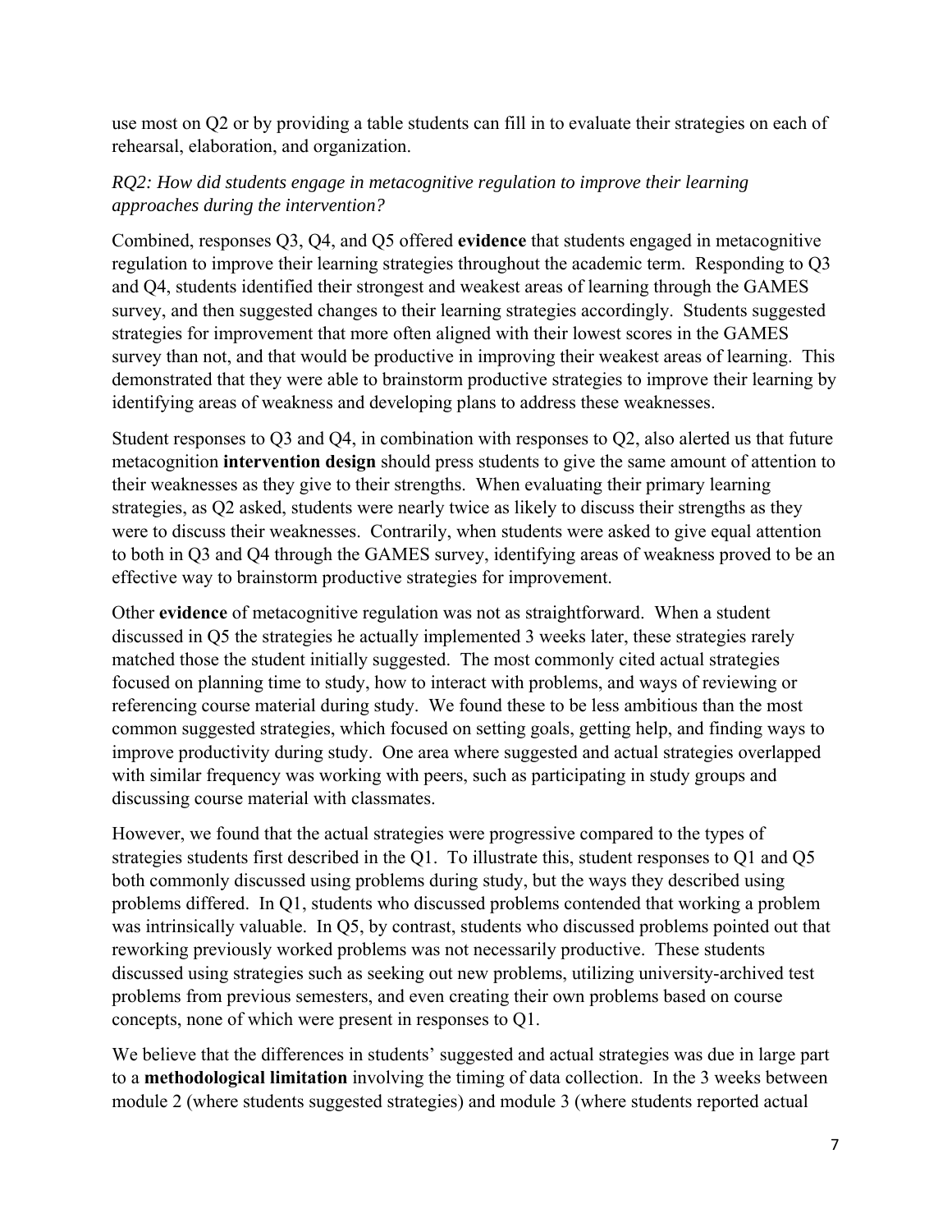use most on Q2 or by providing a table students can fill in to evaluate their strategies on each of rehearsal, elaboration, and organization.

*RQ2: How did students engage in metacognitive regulation to improve their learning approaches during the intervention?*

Combined, responses Q3, Q4, and Q5 offered **evidence** that students engaged in metacognitive regulation to improve their learning strategies throughout the academic term. Responding to Q3 and Q4, students identified their strongest and weakest areas of learning through the GAMES survey, and then suggested changes to their learning strategies accordingly. Students suggested strategies for improvement that more often aligned with their lowest scores in the GAMES survey than not, and that would be productive in improving their weakest areas of learning. This demonstrated that they were able to brainstorm productive strategies to improve their learning by identifying areas of weakness and developing plans to address these weaknesses.

Student responses to Q3 and Q4, in combination with responses to Q2, also alerted us that future metacognition **intervention design** should press students to give the same amount of attention to their weaknesses as they give to their strengths. When evaluating their primary learning strategies, as Q2 asked, students were nearly twice as likely to discuss their strengths as they were to discuss their weaknesses. Contrarily, when students were asked to give equal attention to both in Q3 and Q4 through the GAMES survey, identifying areas of weakness proved to be an effective way to brainstorm productive strategies for improvement.

Other **evidence** of metacognitive regulation was not as straightforward. When a student discussed in Q5 the strategies he actually implemented 3 weeks later, these strategies rarely matched those the student initially suggested. The most commonly cited actual strategies focused on planning time to study, how to interact with problems, and ways of reviewing or referencing course material during study. We found these to be less ambitious than the most common suggested strategies, which focused on setting goals, getting help, and finding ways to improve productivity during study. One area where suggested and actual strategies overlapped with similar frequency was working with peers, such as participating in study groups and discussing course material with classmates.

However, we found that the actual strategies were progressive compared to the types of strategies students first described in the Q1. To illustrate this, student responses to Q1 and Q5 both commonly discussed using problems during study, but the ways they described using problems differed. In Q1, students who discussed problems contended that working a problem was intrinsically valuable. In Q5, by contrast, students who discussed problems pointed out that reworking previously worked problems was not necessarily productive. These students discussed using strategies such as seeking out new problems, utilizing university-archived test problems from previous semesters, and even creating their own problems based on course concepts, none of which were present in responses to Q1.

We believe that the differences in students' suggested and actual strategies was due in large part to a **methodological limitation** involving the timing of data collection. In the 3 weeks between module 2 (where students suggested strategies) and module 3 (where students reported actual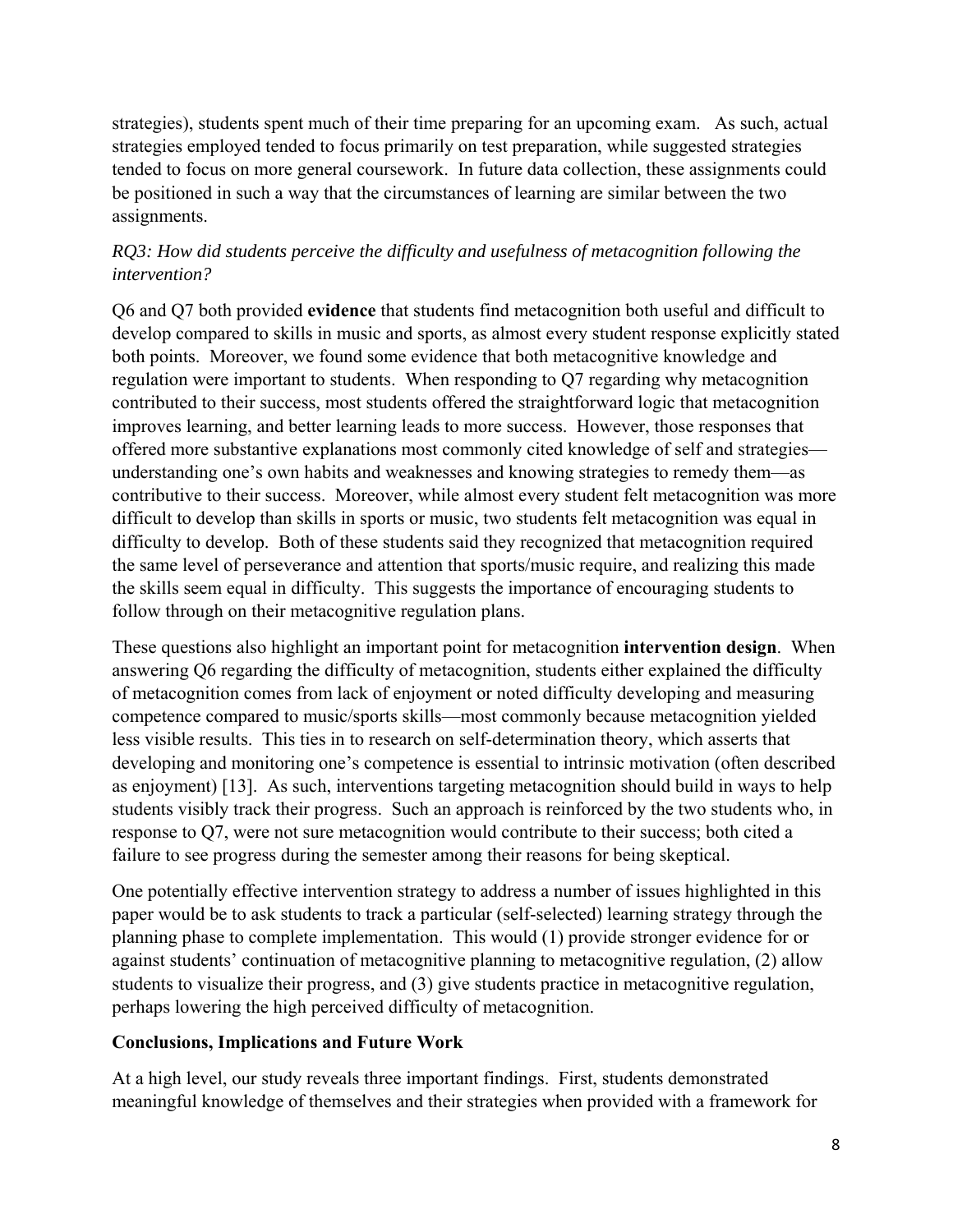strategies), students spent much of their time preparing for an upcoming exam. As such, actual strategies employed tended to focus primarily on test preparation, while suggested strategies tended to focus on more general coursework. In future data collection, these assignments could be positioned in such a way that the circumstances of learning are similar between the two assignments.

*RQ3: How did students perceive the difficulty and usefulness of metacognition following the intervention?*

Q6 and Q7 both provided **evidence** that students find metacognition both useful and difficult to develop compared to skills in music and sports, as almost every student response explicitly stated both points. Moreover, we found some evidence that both metacognitive knowledge and regulation were important to students. When responding to Q7 regarding why metacognition contributed to their success, most students offered the straightforward logic that metacognition improves learning, and better learning leads to more success. However, those responses that offered more substantive explanations most commonly cited knowledge of self and strategies—understanding one's own habits and weaknesses and knowing strategies to remedy them—as contributive to their success. Moreover, while almost every student felt metacognition was more difficult to develop than skills in sports or music, two students felt metacognition was equal in difficulty to develop. Both of these students said they recognized that metacognition required the same level of perseverance and attention that sports/music require, and realizing this made the skills seem equal in difficulty. This suggests the importance of encouraging students to follow through on their metacognitive regulation plans.

These questions also highlight an important point for metacognition **intervention design**. When answering Q6 regarding the difficulty of metacognition, students either explained the difficulty of metacognition comes from lack of enjoyment or noted difficulty developing and measuring competence compared to music/sports skills—most commonly because metacognition yielded less visible results. This ties in to research on self-determination theory, which asserts that developing and monitoring one's competence is essential to intrinsic motivation (often described as enjoyment) [13]. As such, interventions targeting metacognition should build in ways to help students visibly track their progress. Such an approach is reinforced by the two students who, in response to Q7, were not sure metacognition would contribute to their success; both cited a failure to see progress during the semester among their reasons for being skeptical.

One potentially effective intervention strategy to address a number of issues highlighted in this paper would be to ask students to track a particular (self-selected) learning strategy through the planning phase to complete implementation. This would (1) provide stronger evidence for or against students' continuation of metacognitive planning to metacognitive regulation, (2) allow students to visualize their progress, and (3) give students practice in metacognitive regulation, perhaps lowering the high perceived difficulty of metacognition.

**Conclusions, Implications and Future Work**

At a high level, our study reveals three important findings. First, students demonstrated meaningful knowledge of themselves and their strategies when provided with a framework for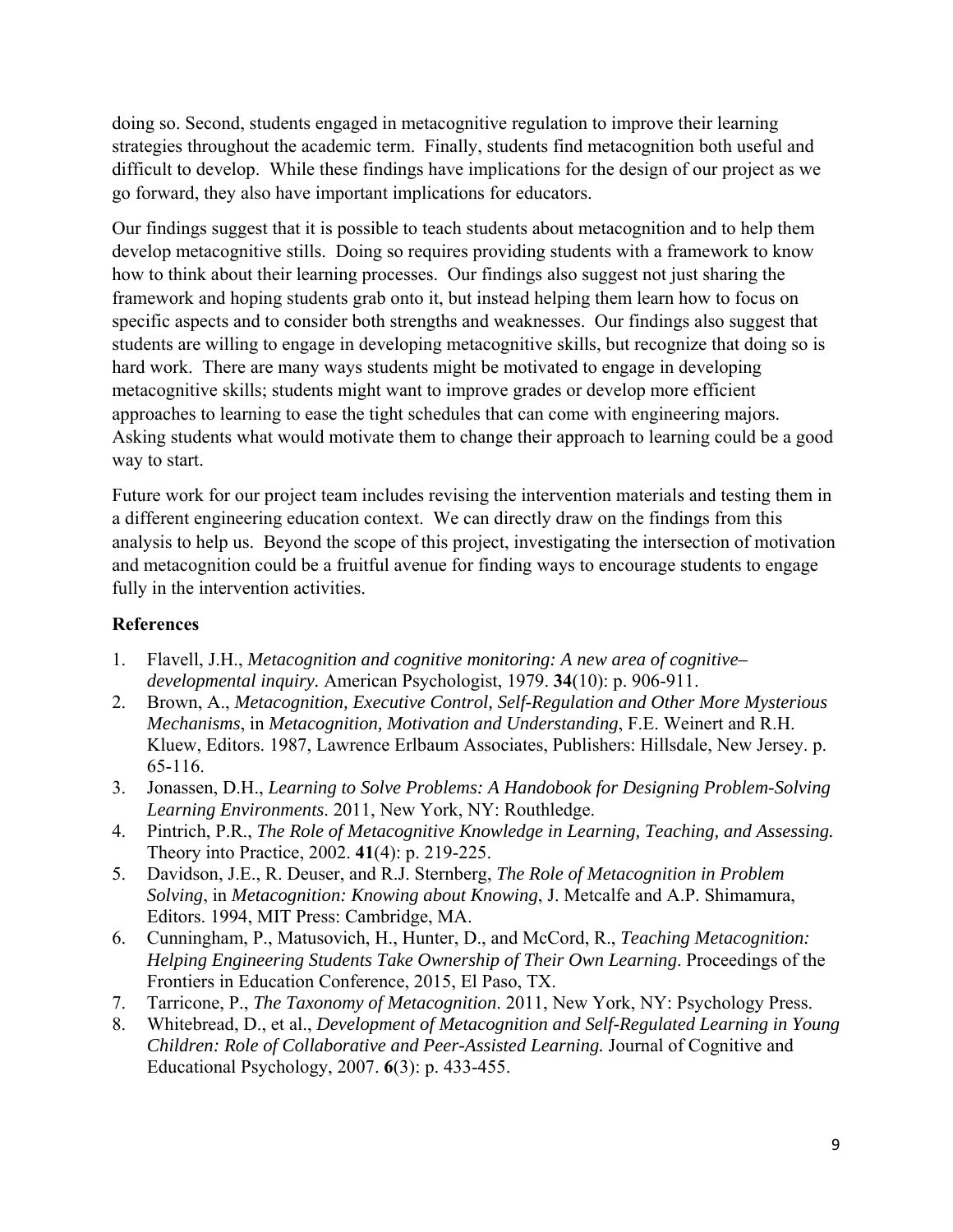doing so. Second, students engaged in metacognitive regulation to improve their learning strategies throughout the academic term. Finally, students find metacognition both useful and difficult to develop. While these findings have implications for the design of our project as we go forward, they also have important implications for educators.

Our findings suggest that it is possible to teach students about metacognition and to help them develop metacognitive stills. Doing so requires providing students with a framework to know how to think about their learning processes. Our findings also suggest not just sharing the framework and hoping students grab onto it, but instead helping them learn how to focus on specific aspects and to consider both strengths and weaknesses. Our findings also suggest that students are willing to engage in developing metacognitive skills, but recognize that doing so is hard work. There are many ways students might be motivated to engage in developing metacognitive skills; students might want to improve grades or develop more efficient approaches to learning to ease the tight schedules that can come with engineering majors. Asking students what would motivate them to change their approach to learning could be a good way to start.

Future work for our project team includes revising the intervention materials and testing them in a different engineering education context. We can directly draw on the findings from this analysis to help us. Beyond the scope of this project, investigating the intersection of motivation and metacognition could be a fruitful avenue for finding ways to encourage students to engage fully in the intervention activities.

## References

1. Flavell, J.H., *Metacognition and cognitive monitoring: A new area of cognitive–developmental inquiry.* American Psychologist, 1979. **34**(10): p. 906-911.
2. Brown, A., *Metacognition, Executive Control, Self-Regulation and Other More Mysterious Mechanisms*, in *Metacognition, Motivation and Understanding*, F.E. Weinert and R.H. Kluew, Editors. 1987, Lawrence Erlbaum Associates, Publishers: Hillsdale, New Jersey. p. 65-116.
3. Jonassen, D.H., *Learning to Solve Problems: A Handobook for Designing Problem-Solving Learning Environments*. 2011, New York, NY: Routhledge.
4. Pintrich, P.R., *The Role of Metacognitive Knowledge in Learning, Teaching, and Assessing.* Theory into Practice, 2002. **41**(4): p. 219-225.
5. Davidson, J.E., R. Deuser, and R.J. Sternberg, *The Role of Metacognition in Problem Solving*, in *Metacognition: Knowing about Knowing*, J. Metcalfe and A.P. Shimamura, Editors. 1994, MIT Press: Cambridge, MA.
6. Cunningham, P., Matusovich, H., Hunter, D., and McCord, R., *Teaching Metacognition: Helping Engineering Students Take Ownership of Their Own Learning*. Proceedings of the Frontiers in Education Conference, 2015, El Paso, TX.
7. Tarricone, P., *The Taxonomy of Metacognition*. 2011, New York, NY: Psychology Press.
8. Whitebread, D., et al., *Development of Metacognition and Self-Regulated Learning in Young Children: Role of Collaborative and Peer-Assisted Learning.* Journal of Cognitive and Educational Psychology, 2007. **6**(3): p. 433-455.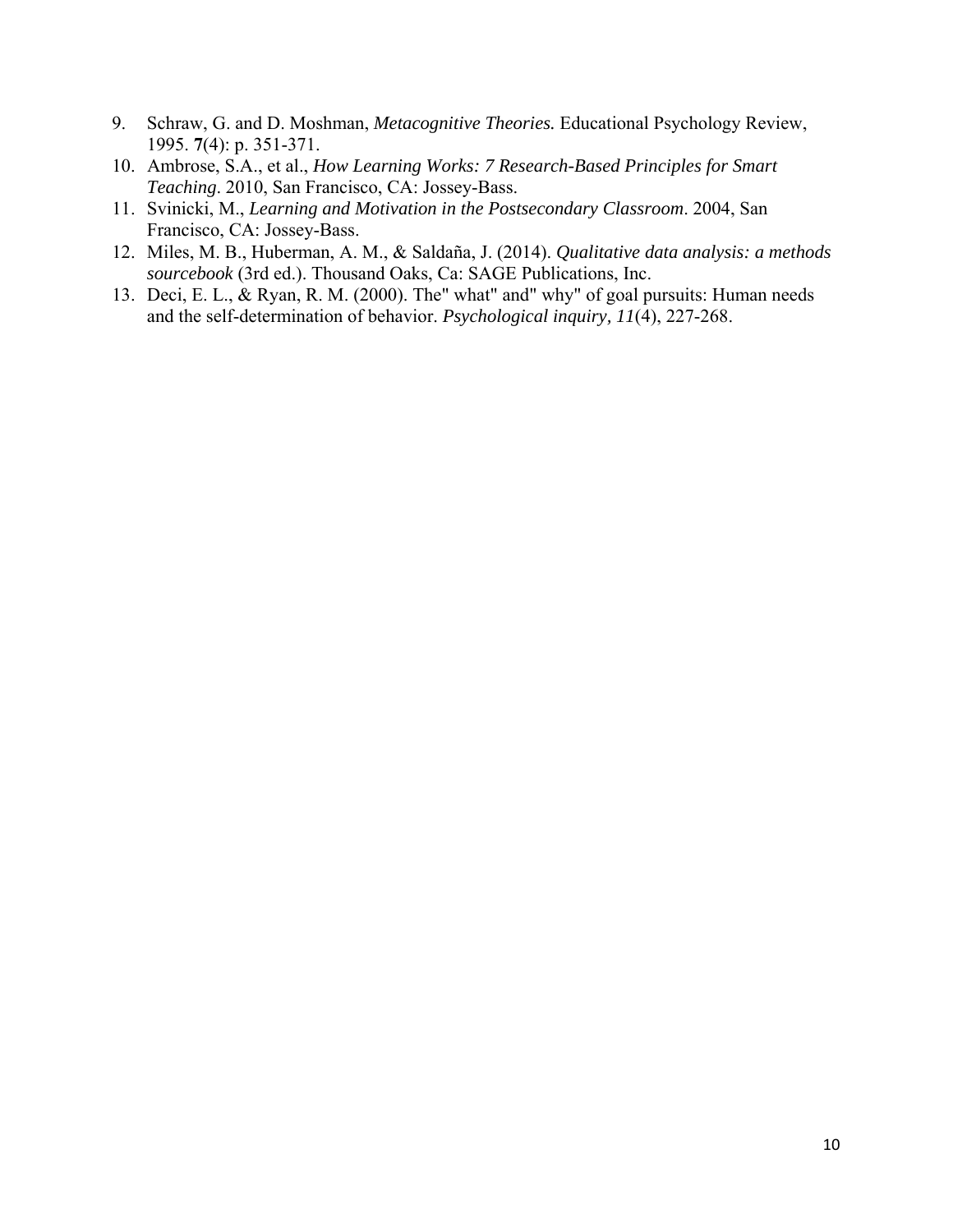9. Schraw, G. and D. Moshman, *Metacognitive Theories.* Educational Psychology Review, 1995. **7**(4): p. 351-371.
10. Ambrose, S.A., et al., *How Learning Works: 7 Research-Based Principles for Smart Teaching*. 2010, San Francisco, CA: Jossey-Bass.
11. Svinicki, M., *Learning and Motivation in the Postsecondary Classroom*. 2004, San Francisco, CA: Jossey-Bass.
12. Miles, M. B., Huberman, A. M., & Saldaña, J. (2014). *Qualitative data analysis: a methods sourcebook* (3rd ed.). Thousand Oaks, Ca: SAGE Publications, Inc.
13. Deci, E. L., & Ryan, R. M. (2000). The" what" and" why" of goal pursuits: Human needs and the self-determination of behavior. *Psychological inquiry, 11*(4), 227-268.